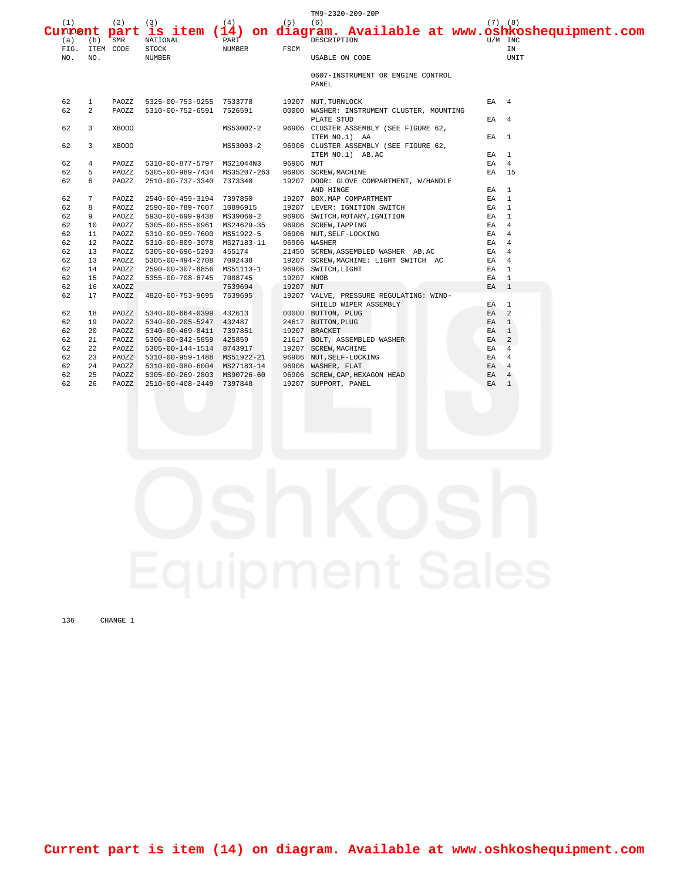Current part is item (14) on diagram. Available at www.oshkoshequipment.com

| (1) (a) FIG. NO. | (1) (b) ITEM NO. | (2) SMR CODE | (3) NATIONAL STOCK NUMBER | (4) PART NUMBER | (5) FSCM | (6) DESCRIPTION USABLE ON CODE | (7) U/M | (8) QTY INC IN UNIT |
|---|---|---|---|---|---|---|---|---|
| | | | | | | 0607-INSTRUMENT OR ENGINE CONTROL PANEL | | |
| 62 | 1 | PAOZZ | 5325-00-753-9255 | 7533778 | 19207 | NUT,TURNLOCK | EA | 4 |
| 62 | 2 | PAOZZ | 5310-00-752-6591 | 7526591 | 00000 | WASHER: INSTRUMENT CLUSTER, MOUNTING PLATE STUD | EA | 4 |
| 62 | 3 | XBOOO | | MS53002-2 | 96906 | CLUSTER ASSEMBLY (SEE FIGURE 62, ITEM NO.1) AA | EA | 1 |
| 62 | 3 | XBOOO | | MS53003-2 | 96906 | CLUSTER ASSEMBLY (SEE FIGURE 62, ITEM NO.1) AB,AC | EA | 1 |
| 62 | 4 | PAOZZ | 5310-00-877-5797 | MS21044N3 | 96906 | NUT | EA | 4 |
| 62 | 5 | PAOZZ | 5305-00-989-7434 | MS35207-263 | 96906 | SCREW,MACHINE | EA | 15 |
| 62 | 6 | PAOZZ | 2510-00-737-3340 | 7373340 | 19207 | DOOR: GLOVE COMPARTMENT, W/HANDLE AND HINGE | EA | 1 |
| 62 | 7 | PAOZZ | 2540-00-459-3194 | 7397850 | 19207 | BOX,MAP COMPARTMENT | EA | 1 |
| 62 | 8 | PAOZZ | 2590-00-789-7607 | 10896915 | 19207 | LEVER: IGNITION SWITCH | EA | 1 |
| 62 | 9 | PAOZZ | 5930-00-699-9438 | MS39060-2 | 96906 | SWITCH,ROTARY,IGNITION | EA | 1 |
| 62 | 10 | PAOZZ | 5305-00-855-0961 | MS24629-35 | 96906 | SCREW,TAPPING | EA | 4 |
| 62 | 11 | PAOZZ | 5310-00-959-7600 | MS51922-5 | 96906 | NUT,SELF-LOCKING | EA | 4 |
| 62 | 12 | PAOZZ | 5310-00-809-3078 | MS27183-11 | 96906 | WASHER | EA | 4 |
| 62 | 13 | PAOZZ | 5305-00-696-5293 | 455174 | 21450 | SCREW,ASSEMBLED WASHER AB,AC | EA | 4 |
| 62 | 13 | PAOZZ | 5305-00-494-2708 | 7092438 | 19207 | SCREW,MACHINE: LIGHT SWITCH AC | EA | 4 |
| 62 | 14 | PAOZZ | 2590-00-307-8856 | MS51113-1 | 96906 | SWITCH,LIGHT | EA | 1 |
| 62 | 15 | PAOZZ | 5355-00-708-8745 | 7088745 | 19207 | KNOB | EA | 1 |
| 62 | 16 | XAOZZ | | 7539694 | 19207 | NUT | EA | 1 |
| 62 | 17 | PAOZZ | 4820-00-753-9695 | 7539695 | 19207 | VALVE, PRESSURE REGULATING: WIND-SHIELD WIPER ASSEMBLY | EA | 1 |
| 62 | 18 | PAOZZ | 5340-00-664-0399 | 432613 | 00000 | BUTTON, PLUG | EA | 2 |
| 62 | 19 | PAOZZ | 5340-00-205-5247 | 432487 | 24617 | BUTTON,PLUG | EA | 1 |
| 62 | 20 | PAOZZ | 5340-00-469-8411 | 7397851 | 19207 | BRACKET | EA | 1 |
| 62 | 21 | PAOZZ | 5306-00-042-5859 | 425859 | 21617 | BOLT, ASSEMBLED WASHER | EA | 2 |
| 62 | 22 | PAOZZ | 5305-00-144-1514 | 8743917 | 19207 | SCREW,MACHINE | EA | 4 |
| 62 | 23 | PAOZZ | 5310-00-959-1488 | MS51922-21 | 96906 | NUT,SELF-LOCKING | EA | 4 |
| 62 | 24 | PAOZZ | 5310-00-080-6004 | MS27183-14 | 96906 | WASHER, FLAT | EA | 4 |
| 62 | 25 | PAOZZ | 5305-00-269-2803 | MS90726-60 | 96906 | SCREW,CAP,HEXAGON HEAD | EA | 4 |
| 62 | 26 | PAOZZ | 2510-00-408-2449 | 7397848 | 19207 | SUPPORT, PANEL | EA | 1 |

CHANGE 1

Current part is item (14) on diagram. Available at www.oshkoshequipment.com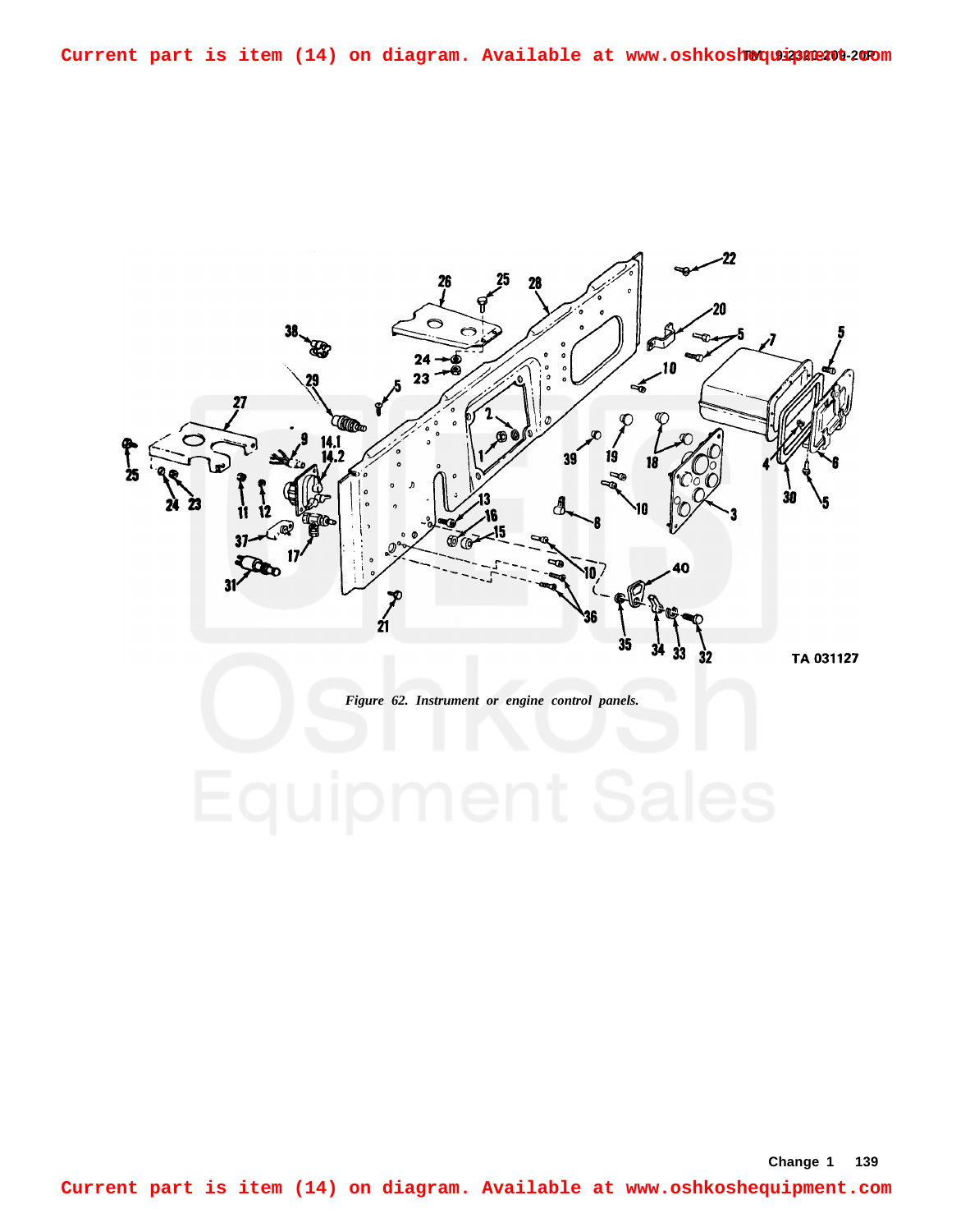Current part is item (14) on diagram. Available at www.oshkoshequipment.com

1
2
3
4
5
6
7
8
9
10
11
12
13
14.1
14.2
15
16
17
18
19
20
21
22
23
24
25
26
27
28
29
30
31
32
33
34
35
36
37
38
39
40
TA 031127

*Figure 62. Instrument or engine control panels.*

Current part is item (14) on diagram. Available at www.oshkoshequipment.com